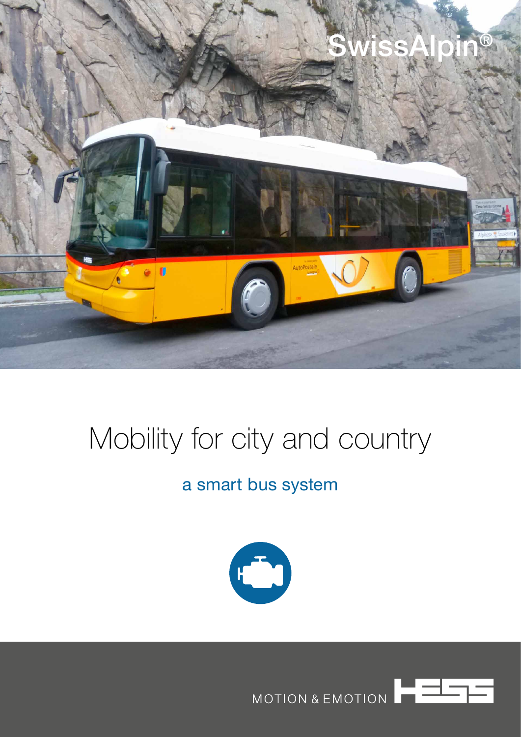# SwissAlpin®

# Mobility for city and country

## a smart bus system

MOTION & EMOTION HESS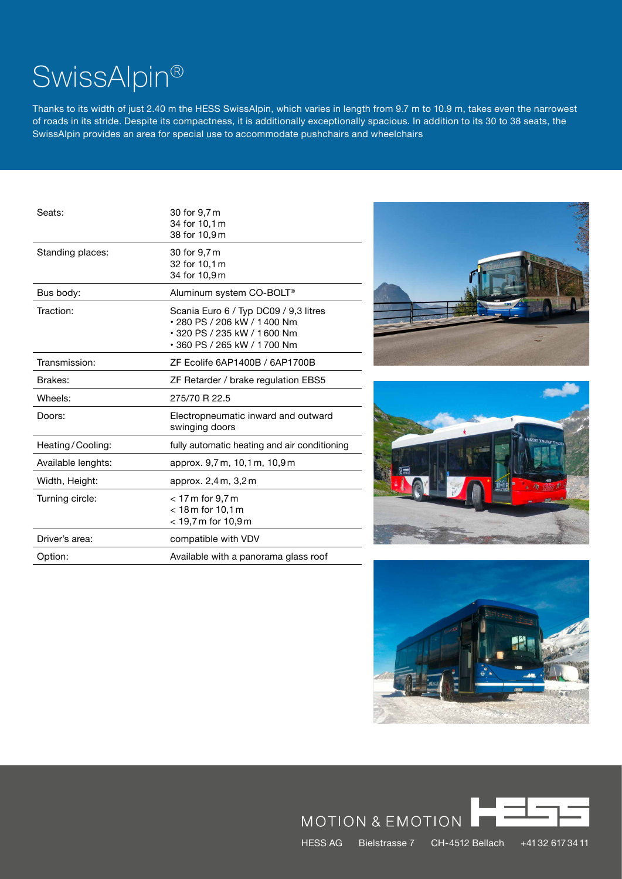# SwissAlpin®

Thanks to its width of just 2.40 m the HESS SwissAlpin, which varies in length from 9.7 m to 10.9 m, takes even the narrowest of roads in its stride. Despite its compactness, it is additionally exceptionally spacious. In addition to its 30 to 38 seats, the SwissAlpin provides an area for special use to accommodate pushchairs and wheelchairs

| | |
|---|---|
| Seats: | 30 for 9,7 m<br>34 for 10,1 m<br>38 for 10,9 m |
| Standing places: | 30 for 9,7 m<br>32 for 10,1 m<br>34 for 10,9 m |
| Bus body: | Aluminum system CO-BOLT® |
| Traction: | Scania Euro 6 / Typ DC09 / 9,3 litres<br>• 280 PS / 206 kW / 1 400 Nm<br>• 320 PS / 235 kW / 1 600 Nm<br>• 360 PS / 265 kW / 1 700 Nm |
| Transmission: | ZF Ecolife 6AP1400B / 6AP1700B |
| Brakes: | ZF Retarder / brake regulation EBS5 |
| Wheels: | 275/70 R 22.5 |
| Doors: | Electropneumatic inward and outward swinging doors |
| Heating / Cooling: | fully automatic heating and air conditioning |
| Available lenghts: | approx. 9,7 m, 10,1 m, 10,9 m |
| Width, Height: | approx. 2,4 m, 3,2 m |
| Turning circle: | < 17 m for 9,7 m<br>< 18 m for 10,1 m<br>< 19,7 m for 10,9 m |
| Driver's area: | compatible with VDV |
| Option: | Available with a panorama glass roof |

MOTION & EMOTION HESS

HESS AG Bielstrasse 7 CH-4512 Bellach +41 32 617 34 11